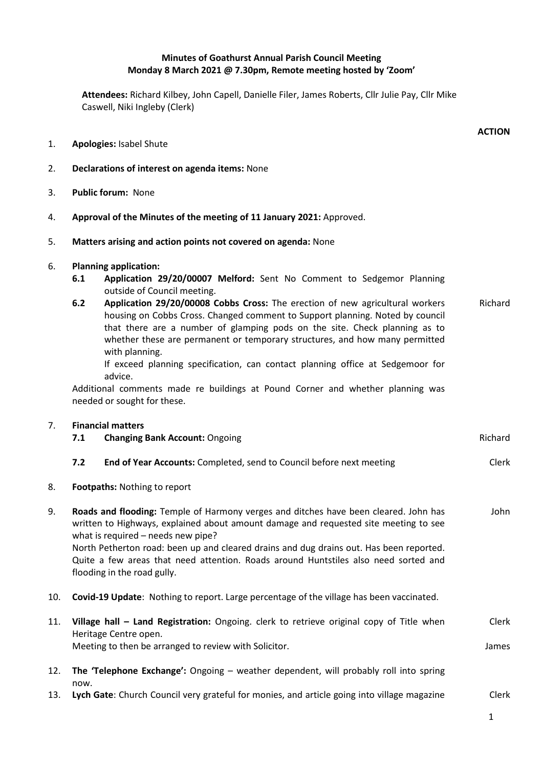**Minutes of Goathurst Annual Parish Council Meeting**
**Monday 8 March 2021 @ 7.30pm, Remote meeting hosted by 'Zoom'**

**Attendees:** Richard Kilbey, John Capell, Danielle Filer, James Roberts, Cllr Julie Pay, Cllr Mike Caswell, Niki Ingleby (Clerk)

| | | ACTION |
|---|---|---|
| 1. | **Apologies:** Isabel Shute | |
| 2. | **Declarations of interest on agenda items:** None | |
| 3. | **Public forum:** None | |
| 4. | **Approval of the Minutes of the meeting of 11 January 2021:** Approved. | |
| 5. | **Matters arising and action points not covered on agenda:** None | |
| 6. | **Planning application:** | |
| | **6.1 Application 29/20/00007 Melford:** Sent No Comment to Sedgemor Planning outside of Council meeting. | |
| | **6.2 Application 29/20/00008 Cobbs Cross:** The erection of new agricultural workers housing on Cobbs Cross. Changed comment to Support planning. Noted by council that there are a number of glamping pods on the site. Check planning as to whether these are permanent or temporary structures, and how many permitted with planning. If exceed planning specification, can contact planning office at Sedgemoor for advice. | Richard |
| | Additional comments made re buildings at Pound Corner and whether planning was needed or sought for these. | |
| 7. | **Financial matters** | |
| | **7.1 Changing Bank Account:** Ongoing | Richard |
| | **7.2 End of Year Accounts:** Completed, send to Council before next meeting | Clerk |
| 8. | **Footpaths:** Nothing to report | |
| 9. | **Roads and flooding:** Temple of Harmony verges and ditches have been cleared. John has written to Highways, explained about amount damage and requested site meeting to see what is required – needs new pipe? North Petherton road: been up and cleared drains and dug drains out. Has been reported. Quite a few areas that need attention. Roads around Huntstiles also need sorted and flooding in the road gully. | John |
| 10. | **Covid-19 Update**: Nothing to report. Large percentage of the village has been vaccinated. | |
| 11. | **Village hall – Land Registration:** Ongoing. clerk to retrieve original copy of Title when Heritage Centre open. | Clerk |
| | Meeting to then be arranged to review with Solicitor. | James |
| 12. | **The 'Telephone Exchange':** Ongoing – weather dependent, will probably roll into spring now. | |
| 13. | **Lych Gate**: Church Council very grateful for monies, and article going into village magazine | Clerk |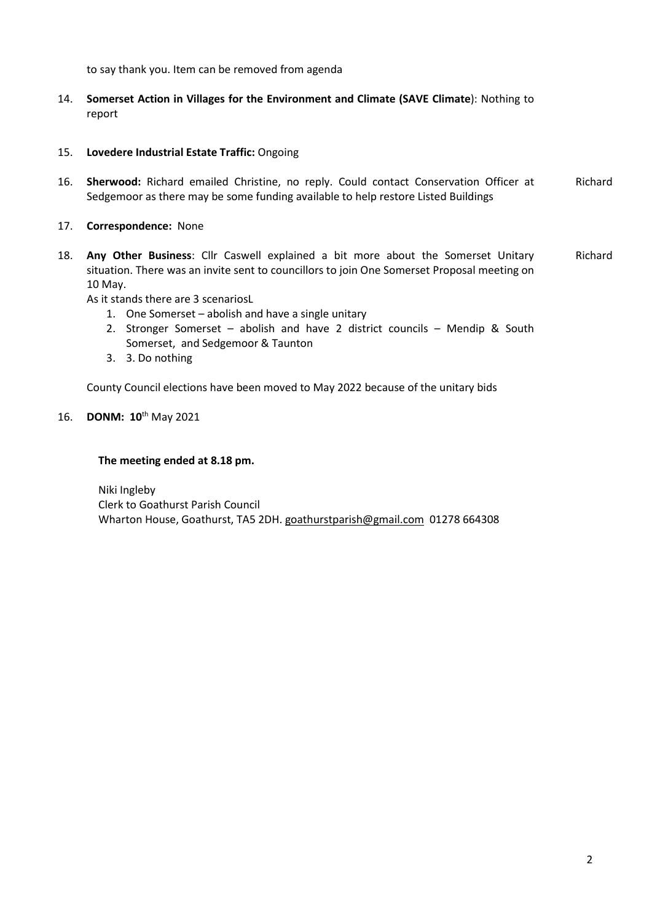to say thank you. Item can be removed from agenda

14. **Somerset Action in Villages for the Environment and Climate (SAVE Climate**): Nothing to report

15. **Lovedere Industrial Estate Traffic:** Ongoing

16. **Sherwood:** Richard emailed Christine, no reply. Could contact Conservation Officer at Sedgemoor as there may be some funding available to help restore Listed Buildings — Richard

17. **Correspondence:** None

18. **Any Other Business**: Cllr Caswell explained a bit more about the Somerset Unitary situation. There was an invite sent to councillors to join One Somerset Proposal meeting on 10 May. — Richard

    As it stands there are 3 scenariosL

    1. One Somerset – abolish and have a single unitary
    2. Stronger Somerset – abolish and have 2 district councils – Mendip & South Somerset, and Sedgemoor & Taunton
    3. 3. Do nothing

    County Council elections have been moved to May 2022 because of the unitary bids

16. **DONM: 10**th May 2021

**The meeting ended at 8.18 pm.**

Niki Ingleby
Clerk to Goathurst Parish Council
Wharton House, Goathurst, TA5 2DH. goathurstparish@gmail.com 01278 664308